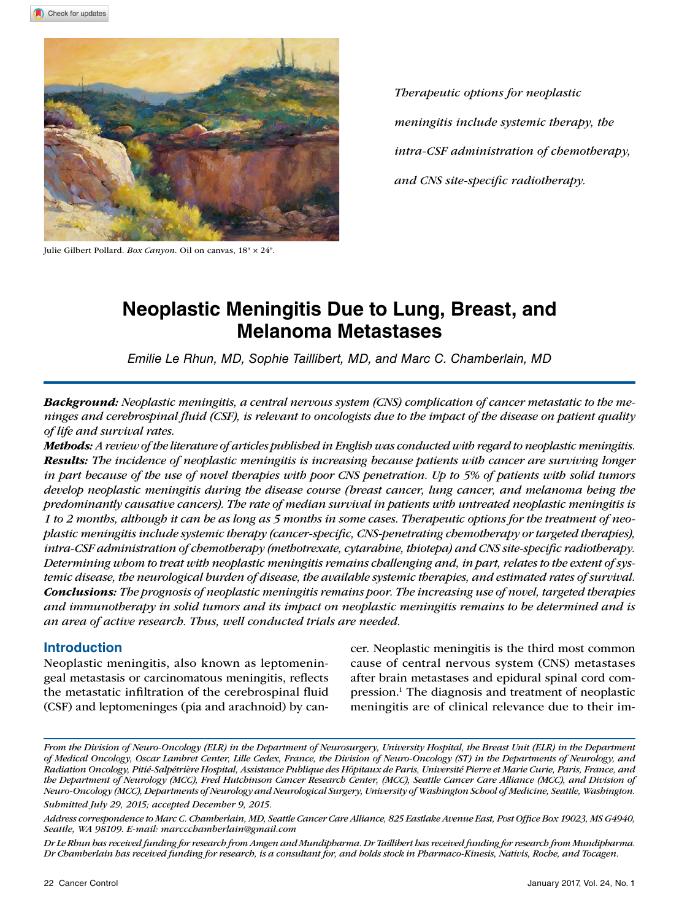Julie Gilbert Pollard. *Box Canyon.* Oil on canvas, 18" × 24".

*Therapeutic options for neoplastic meningitis include systemic therapy, the intra-CSF administration of chemotherapy, and CNS site-specific radiotherapy.*

# Neoplastic Meningitis Due to Lung, Breast, and Melanoma Metastases

*Emilie Le Rhun, MD, Sophie Taillibert, MD, and Marc C. Chamberlain, MD*

***Background:*** *Neoplastic meningitis, a central nervous system (CNS) complication of cancer metastatic to the meninges and cerebrospinal fluid (CSF), is relevant to oncologists due to the impact of the disease on patient quality of life and survival rates.*

***Methods:*** *A review of the literature of articles published in English was conducted with regard to neoplastic meningitis.*

***Results:*** *The incidence of neoplastic meningitis is increasing because patients with cancer are surviving longer in part because of the use of novel therapies with poor CNS penetration. Up to 5% of patients with solid tumors develop neoplastic meningitis during the disease course (breast cancer, lung cancer, and melanoma being the predominantly causative cancers). The rate of median survival in patients with untreated neoplastic meningitis is 1 to 2 months, although it can be as long as 5 months in some cases. Therapeutic options for the treatment of neoplastic meningitis include systemic therapy (cancer-specific, CNS-penetrating chemotherapy or targeted therapies), intra-CSF administration of chemotherapy (methotrexate, cytarabine, thiotepa) and CNS site-specific radiotherapy. Determining whom to treat with neoplastic meningitis remains challenging and, in part, relates to the extent of systemic disease, the neurological burden of disease, the available systemic therapies, and estimated rates of survival.*

***Conclusions:*** *The prognosis of neoplastic meningitis remains poor. The increasing use of novel, targeted therapies and immunotherapy in solid tumors and its impact on neoplastic meningitis remains to be determined and is an area of active research. Thus, well conducted trials are needed.*

## Introduction

Neoplastic meningitis, also known as leptomeningeal metastasis or carcinomatous meningitis, reflects the metastatic infiltration of the cerebrospinal fluid (CSF) and leptomeninges (pia and arachnoid) by cancer. Neoplastic meningitis is the third most common cause of central nervous system (CNS) metastases after brain metastases and epidural spinal cord compression.[1] The diagnosis and treatment of neoplastic meningitis are of clinical relevance due to their im-

*From the Division of Neuro-Oncology (ELR) in the Department of Neurosurgery, University Hospital, the Breast Unit (ELR) in the Department of Medical Oncology, Oscar Lambret Center, Lille Cedex, France, the Division of Neuro-Oncology (ST) in the Departments of Neurology, and Radiation Oncology, Pitié-Salpétrière Hospital, Assistance Publique des Hôpitaux de Paris, Université Pierre et Marie Curie, Paris, France, and the Department of Neurology (MCC), Fred Hutchinson Cancer Research Center, (MCC), Seattle Cancer Care Alliance (MCC), and Division of Neuro-Oncology (MCC), Departments of Neurology and Neurological Surgery, University of Washington School of Medicine, Seattle, Washington.*

*Submitted July 29, 2015; accepted December 9, 2015.*

*Address correspondence to Marc C. Chamberlain, MD, Seattle Cancer Care Alliance, 825 Eastlake Avenue East, Post Office Box 19023, MS G4940, Seattle, WA 98109. E-mail: marcccchamberlain@gmail.com*

*Dr Le Rhun has received funding for research from Amgen and Mundipharma. Dr Taillibert has received funding for research from Mundipharma. Dr Chamberlain has received funding for research, is a consultant for, and holds stock in Pharmaco-Kinesis, Nativis, Roche, and Tocagen.*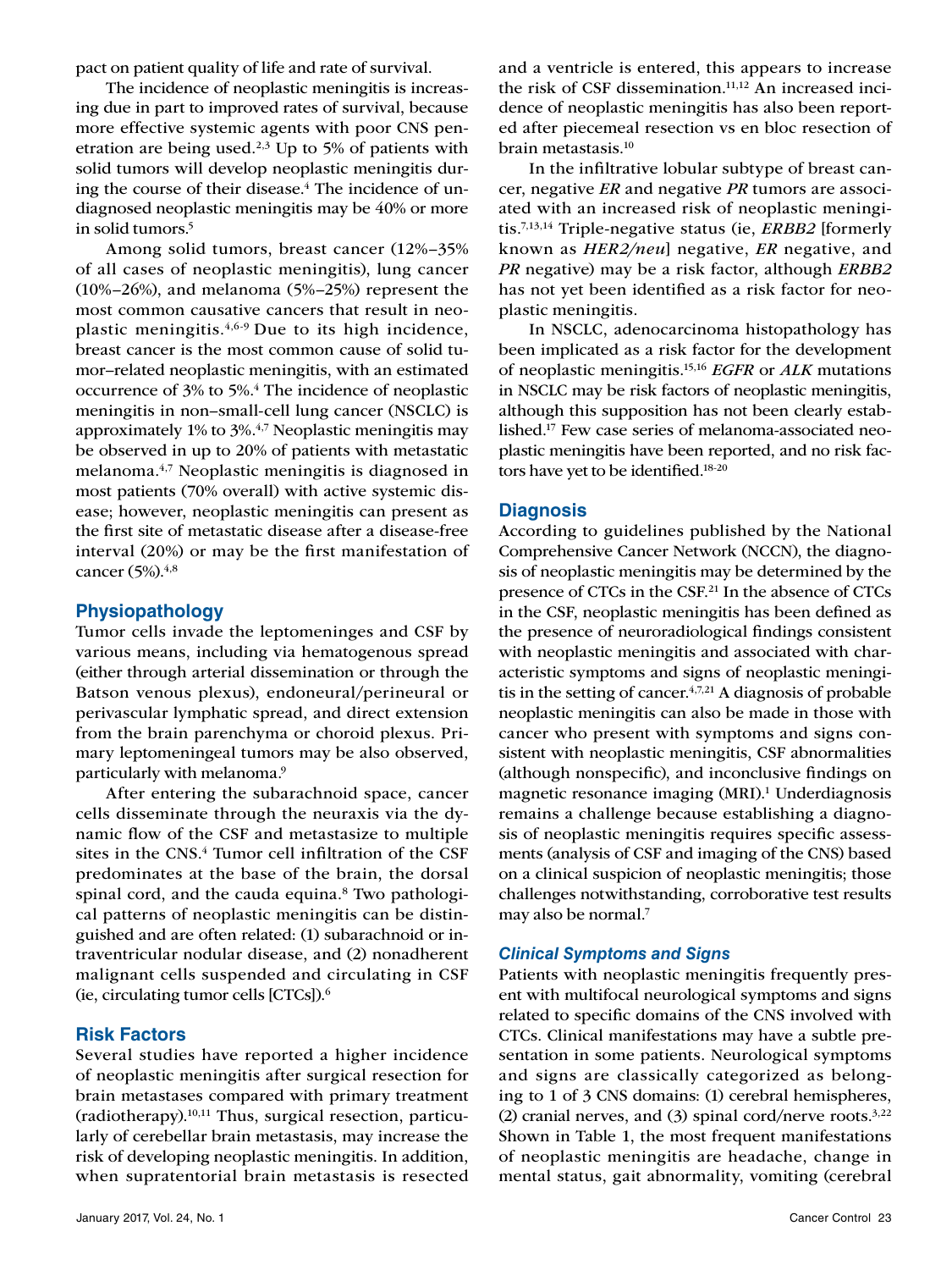pact on patient quality of life and rate of survival.

The incidence of neoplastic meningitis is increasing due in part to improved rates of survival, because more effective systemic agents with poor CNS penetration are being used.[2,3] Up to 5% of patients with solid tumors will develop neoplastic meningitis during the course of their disease.[4] The incidence of undiagnosed neoplastic meningitis may be 40% or more in solid tumors.[5]

Among solid tumors, breast cancer (12%–35% of all cases of neoplastic meningitis), lung cancer (10%–26%), and melanoma (5%–25%) represent the most common causative cancers that result in neoplastic meningitis.[4,6-9] Due to its high incidence, breast cancer is the most common cause of solid tumor–related neoplastic meningitis, with an estimated occurrence of 3% to 5%.[4] The incidence of neoplastic meningitis in non–small-cell lung cancer (NSCLC) is approximately 1% to 3%.[4,7] Neoplastic meningitis may be observed in up to 20% of patients with metastatic melanoma.[4,7] Neoplastic meningitis is diagnosed in most patients (70% overall) with active systemic disease; however, neoplastic meningitis can present as the first site of metastatic disease after a disease-free interval (20%) or may be the first manifestation of cancer (5%).[4,8]

## Physiopathology

Tumor cells invade the leptomeninges and CSF by various means, including via hematogenous spread (either through arterial dissemination or through the Batson venous plexus), endoneural/perineural or perivascular lymphatic spread, and direct extension from the brain parenchyma or choroid plexus. Primary leptomeningeal tumors may be also observed, particularly with melanoma.[9]

After entering the subarachnoid space, cancer cells disseminate through the neuraxis via the dynamic flow of the CSF and metastasize to multiple sites in the CNS.[4] Tumor cell infiltration of the CSF predominates at the base of the brain, the dorsal spinal cord, and the cauda equina.[8] Two pathological patterns of neoplastic meningitis can be distinguished and are often related: (1) subarachnoid or intraventricular nodular disease, and (2) nonadherent malignant cells suspended and circulating in CSF (ie, circulating tumor cells [CTCs]).[6]

## Risk Factors

Several studies have reported a higher incidence of neoplastic meningitis after surgical resection for brain metastases compared with primary treatment (radiotherapy).[10,11] Thus, surgical resection, particularly of cerebellar brain metastasis, may increase the risk of developing neoplastic meningitis. In addition, when supratentorial brain metastasis is resected and a ventricle is entered, this appears to increase the risk of CSF dissemination.[11,12] An increased incidence of neoplastic meningitis has also been reported after piecemeal resection vs en bloc resection of brain metastasis.[10]

In the infiltrative lobular subtype of breast cancer, negative *ER* and negative *PR* tumors are associated with an increased risk of neoplastic meningitis.[7,13,14] Triple-negative status (ie, *ERBB2* [formerly known as *HER2/neu*] negative, *ER* negative, and *PR* negative) may be a risk factor, although *ERBB2* has not yet been identified as a risk factor for neoplastic meningitis.

In NSCLC, adenocarcinoma histopathology has been implicated as a risk factor for the development of neoplastic meningitis.[15,16] *EGFR* or *ALK* mutations in NSCLC may be risk factors of neoplastic meningitis, although this supposition has not been clearly established.[17] Few case series of melanoma-associated neoplastic meningitis have been reported, and no risk factors have yet to be identified.[18-20]

## Diagnosis

According to guidelines published by the National Comprehensive Cancer Network (NCCN), the diagnosis of neoplastic meningitis may be determined by the presence of CTCs in the CSF.[21] In the absence of CTCs in the CSF, neoplastic meningitis has been defined as the presence of neuroradiological findings consistent with neoplastic meningitis and associated with characteristic symptoms and signs of neoplastic meningitis in the setting of cancer.[4,7,21] A diagnosis of probable neoplastic meningitis can also be made in those with cancer who present with symptoms and signs consistent with neoplastic meningitis, CSF abnormalities (although nonspecific), and inconclusive findings on magnetic resonance imaging (MRI).[1] Underdiagnosis remains a challenge because establishing a diagnosis of neoplastic meningitis requires specific assessments (analysis of CSF and imaging of the CNS) based on a clinical suspicion of neoplastic meningitis; those challenges notwithstanding, corroborative test results may also be normal.[7]

### *Clinical Symptoms and Signs*

Patients with neoplastic meningitis frequently present with multifocal neurological symptoms and signs related to specific domains of the CNS involved with CTCs. Clinical manifestations may have a subtle presentation in some patients. Neurological symptoms and signs are classically categorized as belonging to 1 of 3 CNS domains: (1) cerebral hemispheres, (2) cranial nerves, and (3) spinal cord/nerve roots.[3,22] Shown in Table 1, the most frequent manifestations of neoplastic meningitis are headache, change in mental status, gait abnormality, vomiting (cerebral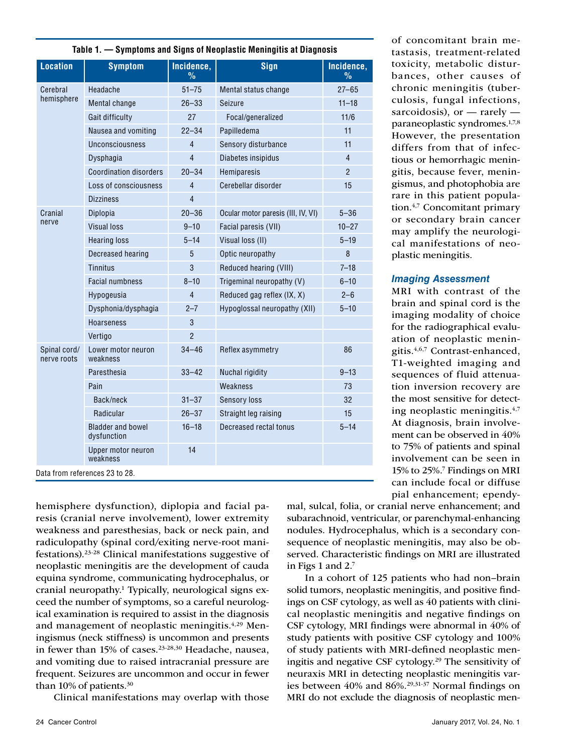**Table 1. — Symptoms and Signs of Neoplastic Meningitis at Diagnosis**

| Location | Symptom | Incidence, % | Sign | Incidence, % |
|---|---|---|---|---|
| Cerebral hemisphere | Headache | 51–75 | Mental status change | 27–65 |
| | Mental change | 26–33 | Seizure | 11–18 |
| | Gait difficulty | 27 | Focal/generalized | 11/6 |
| | Nausea and vomiting | 22–34 | Papilledema | 11 |
| | Unconsciousness | 4 | Sensory disturbance | 11 |
| | Dysphagia | 4 | Diabetes insipidus | 4 |
| | Coordination disorders | 20–34 | Hemiparesis | 2 |
| | Loss of consciousness | 4 | Cerebellar disorder | 15 |
| | Dizziness | 4 | | |
| Cranial nerve | Diplopia | 20–36 | Ocular motor paresis (III, IV, VI) | 5–36 |
| | Visual loss | 9–10 | Facial paresis (VII) | 10–27 |
| | Hearing loss | 5–14 | Visual loss (II) | 5–19 |
| | Decreased hearing | 5 | Optic neuropathy | 8 |
| | Tinnitus | 3 | Reduced hearing (VIII) | 7–18 |
| | Facial numbness | 8–10 | Trigeminal neuropathy (V) | 6–10 |
| | Hypogeusia | 4 | Reduced gag reflex (IX, X) | 2–6 |
| | Dysphonia/dysphagia | 2–7 | Hypoglossal neuropathy (XII) | 5–10 |
| | Hoarseness | 3 | | |
| | Vertigo | 2 | | |
| Spinal cord/nerve roots | Lower motor neuron weakness | 34–46 | Reflex asymmetry | 86 |
| | Paresthesia | 33–42 | Nuchal rigidity | 9–13 |
| | Pain | | Weakness | 73 |
| | Back/neck | 31–37 | Sensory loss | 32 |
| | Radicular | 26–37 | Straight leg raising | 15 |
| | Bladder and bowel dysfunction | 16–18 | Decreased rectal tonus | 5–14 |
| | Upper motor neuron weakness | 14 | | |

Data from references 23 to 28.

hemisphere dysfunction), diplopia and facial paresis (cranial nerve involvement), lower extremity weakness and paresthesias, back or neck pain, and radiculopathy (spinal cord/exiting nerve-root manifestations).[23-28] Clinical manifestations suggestive of neoplastic meningitis are the development of cauda equina syndrome, communicating hydrocephalus, or cranial neuropathy.[1] Typically, neurological signs exceed the number of symptoms, so a careful neurological examination is required to assist in the diagnosis and management of neoplastic meningitis.[4,29] Meningismus (neck stiffness) is uncommon and presents in fewer than 15% of cases.[23-28,30] Headache, nausea, and vomiting due to raised intracranial pressure are frequent. Seizures are uncommon and occur in fewer than 10% of patients.[30]

Clinical manifestations may overlap with those of concomitant brain metastasis, treatment-related toxicity, metabolic disturbances, other causes of chronic meningitis (tuberculosis, fungal infections, sarcoidosis), or — rarely — paraneoplastic syndromes.[1,7,8] However, the presentation differs from that of infectious or hemorrhagic meningitis, because fever, meningismus, and photophobia are rare in this patient population.[4,7] Concomitant primary or secondary brain cancer may amplify the neurological manifestations of neoplastic meningitis.

### *Imaging Assessment*

MRI with contrast of the brain and spinal cord is the imaging modality of choice for the radiographical evaluation of neoplastic meningitis.[4,6,7] Contrast-enhanced, T1-weighted imaging and sequences of fluid attenuation inversion recovery are the most sensitive for detecting neoplastic meningitis.[4,7] At diagnosis, brain involvement can be observed in 40% to 75% of patients and spinal involvement can be seen in 15% to 25%.[7] Findings on MRI can include focal or diffuse pial enhancement; ependymal, sulcal, folia, or cranial nerve enhancement; and subarachnoid, ventricular, or parenchymal-enhancing nodules. Hydrocephalus, which is a secondary consequence of neoplastic meningitis, may also be observed. Characteristic findings on MRI are illustrated in Figs 1 and 2.[7]

In a cohort of 125 patients who had non–brain solid tumors, neoplastic meningitis, and positive findings on CSF cytology, as well as 40 patients with clinical neoplastic meningitis and negative findings on CSF cytology, MRI findings were abnormal in 40% of study patients with positive CSF cytology and 100% of study patients with MRI-defined neoplastic meningitis and negative CSF cytology.[29] The sensitivity of neuraxis MRI in detecting neoplastic meningitis varies between 40% and 86%.[29,31-37] Normal findings on MRI do not exclude the diagnosis of neoplastic men-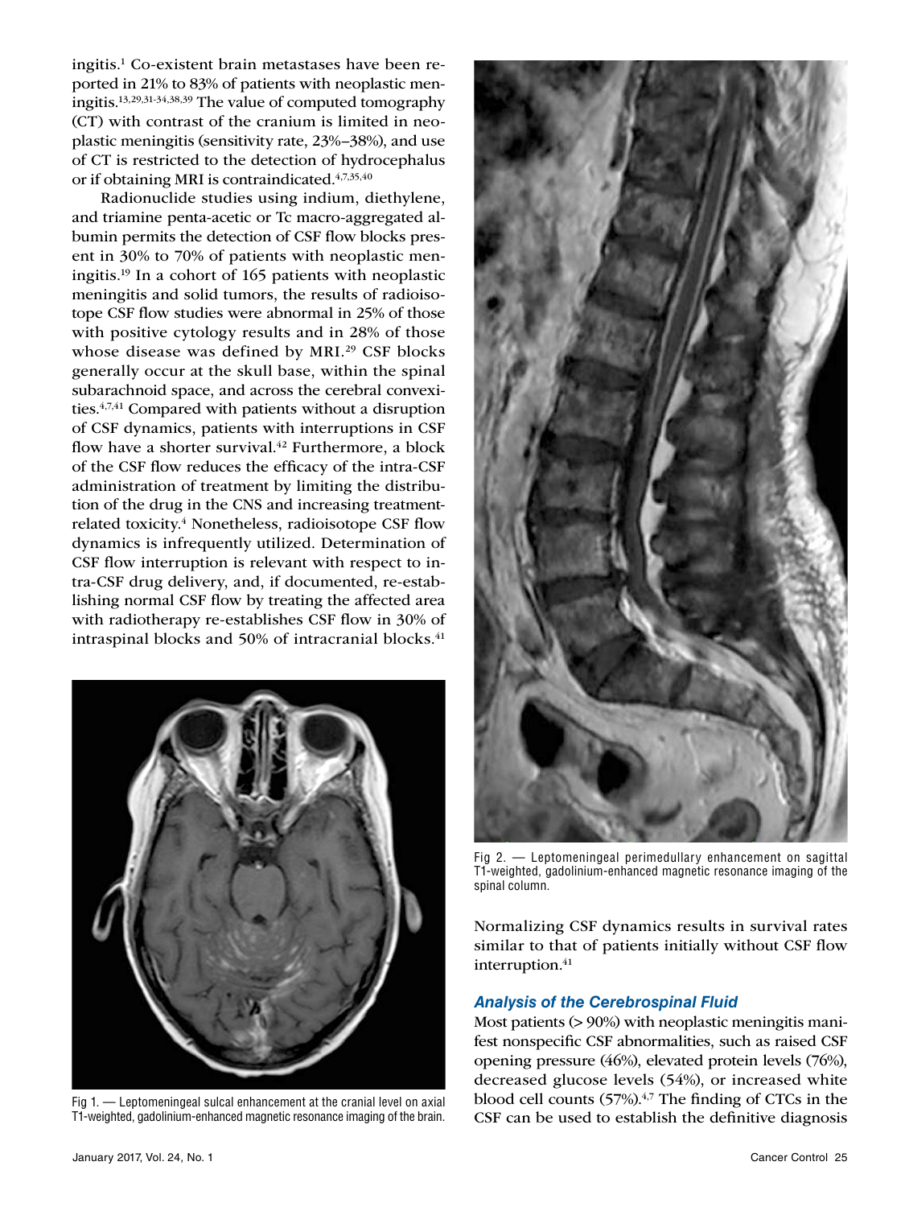ingitis.[1] Co-existent brain metastases have been reported in 21% to 83% of patients with neoplastic meningitis.[13,29,31-34,38,39] The value of computed tomography (CT) with contrast of the cranium is limited in neoplastic meningitis (sensitivity rate, 23%–38%), and use of CT is restricted to the detection of hydrocephalus or if obtaining MRI is contraindicated.[4,7,35,40]

Radionuclide studies using indium, diethylene, and triamine penta-acetic or Tc macro-aggregated albumin permits the detection of CSF flow blocks present in 30% to 70% of patients with neoplastic meningitis.[19] In a cohort of 165 patients with neoplastic meningitis and solid tumors, the results of radioisotope CSF flow studies were abnormal in 25% of those with positive cytology results and in 28% of those whose disease was defined by MRI.[29] CSF blocks generally occur at the skull base, within the spinal subarachnoid space, and across the cerebral convexities.[4,7,41] Compared with patients without a disruption of CSF dynamics, patients with interruptions in CSF flow have a shorter survival.[42] Furthermore, a block of the CSF flow reduces the efficacy of the intra-CSF administration of treatment by limiting the distribution of the drug in the CNS and increasing treatment-related toxicity.[4] Nonetheless, radioisotope CSF flow dynamics is infrequently utilized. Determination of CSF flow interruption is relevant with respect to intra-CSF drug delivery, and, if documented, re-establishing normal CSF flow by treating the affected area with radiotherapy re-establishes CSF flow in 30% of intraspinal blocks and 50% of intracranial blocks.[41] Normalizing CSF dynamics results in survival rates similar to that of patients initially without CSF flow interruption.[41]

Fig 1. — Leptomeningeal sulcal enhancement at the cranial level on axial T1-weighted, gadolinium-enhanced magnetic resonance imaging of the brain.

Fig 2. — Leptomeningeal perimedullary enhancement on sagittal T1-weighted, gadolinium-enhanced magnetic resonance imaging of the spinal column.

### *Analysis of the Cerebrospinal Fluid*

Most patients (> 90%) with neoplastic meningitis manifest nonspecific CSF abnormalities, such as raised CSF opening pressure (46%), elevated protein levels (76%), decreased glucose levels (54%), or increased white blood cell counts (57%).[4,7] The finding of CTCs in the CSF can be used to establish the definitive diagnosis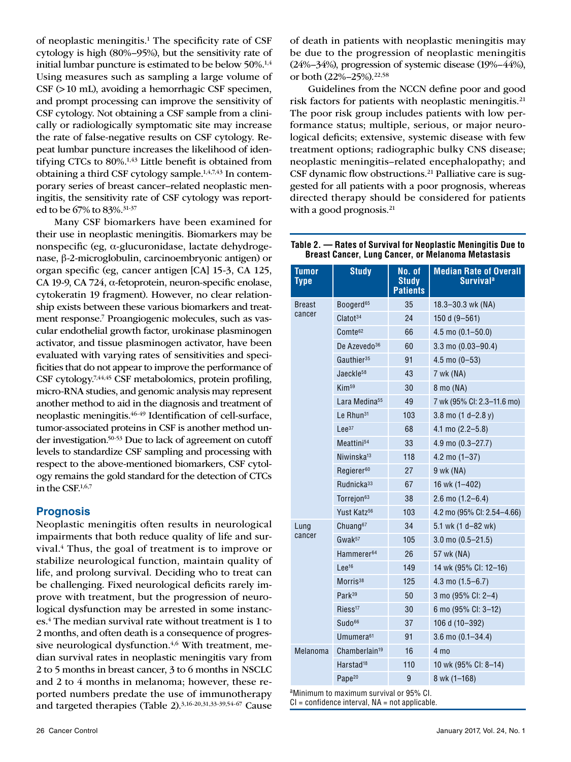of neoplastic meningitis.[1] The specificity rate of CSF cytology is high (80%–95%), but the sensitivity rate of initial lumbar puncture is estimated to be below 50%.[1,4] Using measures such as sampling a large volume of CSF (> 10 mL), avoiding a hemorrhagic CSF specimen, and prompt processing can improve the sensitivity of CSF cytology. Not obtaining a CSF sample from a clinically or radiologically symptomatic site may increase the rate of false-negative results on CSF cytology. Repeat lumbar puncture increases the likelihood of identifying CTCs to 80%.[1,43] Little benefit is obtained from obtaining a third CSF cytology sample.[1,4,7,43] In contemporary series of breast cancer–related neoplastic meningitis, the sensitivity rate of CSF cytology was reported to be 67% to 83%.[31-37]

Many CSF biomarkers have been examined for their use in neoplastic meningitis. Biomarkers may be nonspecific (eg, α-glucuronidase, lactate dehydrogenase, β-2-microglobulin, carcinoembryonic antigen) or organ specific (eg, cancer antigen [CA] 15-3, CA 125, CA 19-9, CA 724, α-fetoprotein, neuron-specific enolase, cytokeratin 19 fragment). However, no clear relationship exists between these various biomarkers and treatment response.[7] Proangiogenic molecules, such as vascular endothelial growth factor, urokinase plasminogen activator, and tissue plasminogen activator, have been evaluated with varying rates of sensitivities and specificities that do not appear to improve the performance of CSF cytology.[7,44,45] CSF metabolomics, protein profiling, micro-RNA studies, and genomic analysis may represent another method to aid in the diagnosis and treatment of neoplastic meningitis.[46-49] Identification of cell-surface, tumor-associated proteins in CSF is another method under investigation.[50-53] Due to lack of agreement on cutoff levels to standardize CSF sampling and processing with respect to the above-mentioned biomarkers, CSF cytology remains the gold standard for the detection of CTCs in the CSF.[1,6,7]

## Prognosis

Neoplastic meningitis often results in neurological impairments that both reduce quality of life and survival.[4] Thus, the goal of treatment is to improve or stabilize neurological function, maintain quality of life, and prolong survival. Deciding who to treat can be challenging. Fixed neurological deficits rarely improve with treatment, but the progression of neurological dysfunction may be arrested in some instances.[4] The median survival rate without treatment is 1 to 2 months, and often death is a consequence of progressive neurological dysfunction.[4,6] With treatment, median survival rates in neoplastic meningitis vary from 2 to 5 months in breast cancer, 3 to 6 months in NSCLC and 2 to 4 months in melanoma; however, these reported numbers predate the use of immunotherapy and targeted therapies (Table 2).[3,16-20,31,33-39,54-67] Cause of death in patients with neoplastic meningitis may be due to the progression of neoplastic meningitis (24%–34%), progression of systemic disease (19%–44%), or both (22%–25%).[22,58]

Guidelines from the NCCN define poor and good risk factors for patients with neoplastic meningitis.[21] The poor risk group includes patients with low performance status; multiple, serious, or major neurological deficits; extensive, systemic disease with few treatment options; radiographic bulky CNS disease; neoplastic meningitis–related encephalopathy; and CSF dynamic flow obstructions.[21] Palliative care is suggested for all patients with a poor prognosis, whereas directed therapy should be considered for patients with a good prognosis.[21]

**Table 2. — Rates of Survival for Neoplastic Meningitis Due to Breast Cancer, Lung Cancer, or Melanoma Metastasis**

| Tumor Type | Study | No. of Study Patients | Median Rate of Overall Survival[a] |
|---|---|---|---|
| Breast cancer | Boogerd[65] | 35 | 18.3–30.3 wk (NA) |
| | Clatot[34] | 24 | 150 d (9–561) |
| | Comte[62] | 66 | 4.5 mo (0.1–50.0) |
| | De Azevedo[36] | 60 | 3.3 mo (0.03–90.4) |
| | Gauthier[35] | 91 | 4.5 mo (0–53) |
| | Jaeckle[58] | 43 | 7 wk (NA) |
| | Kim[59] | 30 | 8 mo (NA) |
| | Lara Medina[55] | 49 | 7 wk (95% CI: 2.3–11.6 mo) |
| | Le Rhun[31] | 103 | 3.8 mo (1 d–2.8 y) |
| | Lee[37] | 68 | 4.1 mo (2.2–5.8) |
| | Meattini[54] | 33 | 4.9 mo (0.3–27.7) |
| | Niwinska[13] | 118 | 4.2 mo (1–37) |
| | Regierer[60] | 27 | 9 wk (NA) |
| | Rudnicka[33] | 67 | 16 wk (1–402) |
| | Torrejon[63] | 38 | 2.6 mo (1.2–6.4) |
| | Yust Katz[56] | 103 | 4.2 mo (95% CI: 2.54–4.66) |
| Lung cancer | Chuang[67] | 34 | 5.1 wk (1 d–82 wk) |
| | Gwak[57] | 105 | 3.0 mo (0.5–21.5) |
| | Hammerer[64] | 26 | 57 wk (NA) |
| | Lee[16] | 149 | 14 wk (95% CI: 12–16) |
| | Morris[38] | 125 | 4.3 mo (1.5–6.7) |
| | Park[39] | 50 | 3 mo (95% CI: 2–4) |
| | Riess[17] | 30 | 6 mo (95% CI: 3–12) |
| | Sudo[66] | 37 | 106 d (10–392) |
| | Umumera[61] | 91 | 3.6 mo (0.1–34.4) |
| Melanoma | Chamberlain[19] | 16 | 4 mo |
| | Harstad[18] | 110 | 10 wk (95% CI: 8–14) |
| | Pape[20] | 9 | 8 wk (1–168) |

[a]Minimum to maximum survival or 95% CI.
CI = confidence interval, NA = not applicable.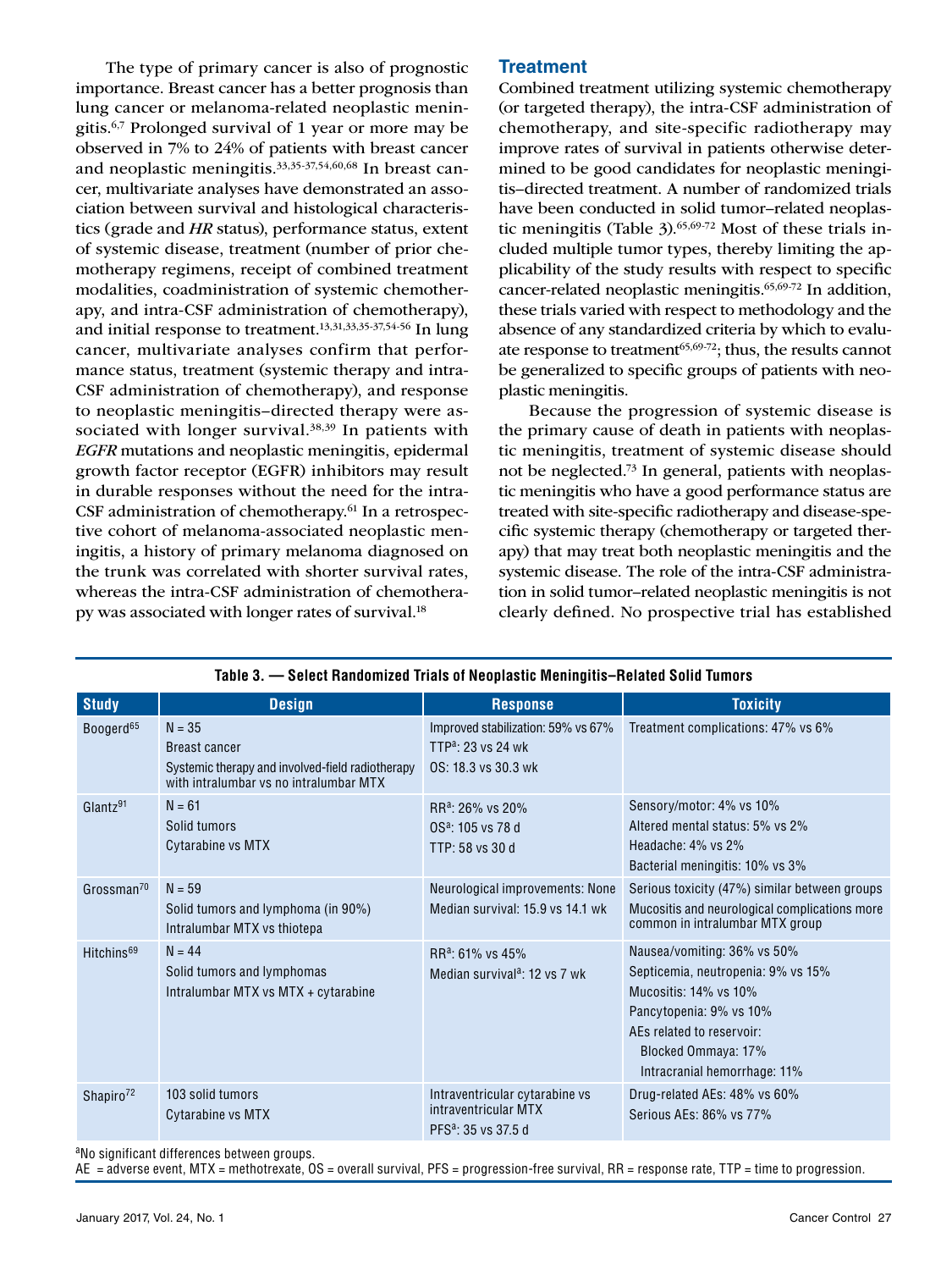The type of primary cancer is also of prognostic importance. Breast cancer has a better prognosis than lung cancer or melanoma-related neoplastic meningitis.[6,7] Prolonged survival of 1 year or more may be observed in 7% to 24% of patients with breast cancer and neoplastic meningitis.[33,35-37,54,60,68] In breast cancer, multivariate analyses have demonstrated an association between survival and histological characteristics (grade and *HR* status), performance status, extent of systemic disease, treatment (number of prior chemotherapy regimens, receipt of combined treatment modalities, coadministration of systemic chemotherapy, and intra-CSF administration of chemotherapy), and initial response to treatment.[13,31,33,35-37,54-56] In lung cancer, multivariate analyses confirm that performance status, treatment (systemic therapy and intra-CSF administration of chemotherapy), and response to neoplastic meningitis–directed therapy were associated with longer survival.[38,39] In patients with *EGFR* mutations and neoplastic meningitis, epidermal growth factor receptor (EGFR) inhibitors may result in durable responses without the need for the intra-CSF administration of chemotherapy.[61] In a retrospective cohort of melanoma-associated neoplastic meningitis, a history of primary melanoma diagnosed on the trunk was correlated with shorter survival rates, whereas the intra-CSF administration of chemotherapy was associated with longer rates of survival.[18]

## Treatment

Combined treatment utilizing systemic chemotherapy (or targeted therapy), the intra-CSF administration of chemotherapy, and site-specific radiotherapy may improve rates of survival in patients otherwise determined to be good candidates for neoplastic meningitis–directed treatment. A number of randomized trials have been conducted in solid tumor–related neoplastic meningitis (Table 3).[65,69-72] Most of these trials included multiple tumor types, thereby limiting the applicability of the study results with respect to specific cancer-related neoplastic meningitis.[65,69-72] In addition, these trials varied with respect to methodology and the absence of any standardized criteria by which to evaluate response to treatment[65,69-72]; thus, the results cannot be generalized to specific groups of patients with neoplastic meningitis.

Because the progression of systemic disease is the primary cause of death in patients with neoplastic meningitis, treatment of systemic disease should not be neglected.[73] In general, patients with neoplastic meningitis who have a good performance status are treated with site-specific radiotherapy and disease-specific systemic therapy (chemotherapy or targeted therapy) that may treat both neoplastic meningitis and the systemic disease. The role of the intra-CSF administration in solid tumor–related neoplastic meningitis is not clearly defined. No prospective trial has established

**Table 3. — Select Randomized Trials of Neoplastic Meningitis–Related Solid Tumors**

| Study | Design | Response | Toxicity |
|---|---|---|---|
| Boogerd[65] | N = 35<br>Breast cancer<br>Systemic therapy and involved-field radiotherapy with intralumbar vs no intralumbar MTX | Improved stabilization: 59% vs 67%<br>TTP[a]: 23 vs 24 wk<br>OS: 18.3 vs 30.3 wk | Treatment complications: 47% vs 6% |
| Glantz[91] | N = 61<br>Solid tumors<br>Cytarabine vs MTX | RR[a]: 26% vs 20%<br>OS[a]: 105 vs 78 d<br>TTP: 58 vs 30 d | Sensory/motor: 4% vs 10%<br>Altered mental status: 5% vs 2%<br>Headache: 4% vs 2%<br>Bacterial meningitis: 10% vs 3% |
| Grossman[70] | N = 59<br>Solid tumors and lymphoma (in 90%)<br>Intralumbar MTX vs thiotepa | Neurological improvements: None<br>Median survival: 15.9 vs 14.1 wk | Serious toxicity (47%) similar between groups<br>Mucositis and neurological complications more common in intralumbar MTX group |
| Hitchins[69] | N = 44<br>Solid tumors and lymphomas<br>Intralumbar MTX vs MTX + cytarabine | RR[a]: 61% vs 45%<br>Median survival[a]: 12 vs 7 wk | Nausea/vomiting: 36% vs 50%<br>Septicemia, neutropenia: 9% vs 15%<br>Mucositis: 14% vs 10%<br>Pancytopenia: 9% vs 10%<br>AEs related to reservoir:<br>Blocked Ommaya: 17%<br>Intracranial hemorrhage: 11% |
| Shapiro[72] | 103 solid tumors<br>Cytarabine vs MTX | Intraventricular cytarabine vs intraventricular MTX<br>PFS[a]: 35 vs 37.5 d | Drug-related AEs: 48% vs 60%<br>Serious AEs: 86% vs 77% |

[a]No significant differences between groups.
AE = adverse event, MTX = methotrexate, OS = overall survival, PFS = progression-free survival, RR = response rate, TTP = time to progression.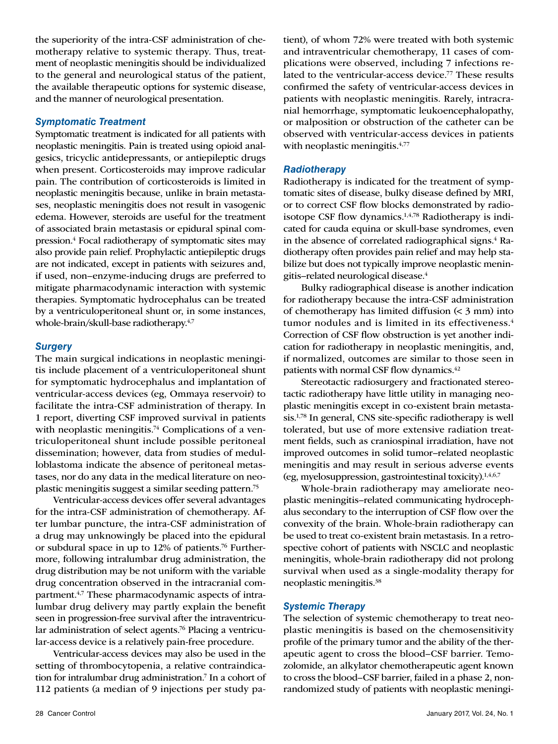the superiority of the intra-CSF administration of chemotherapy relative to systemic therapy. Thus, treatment of neoplastic meningitis should be individualized to the general and neurological status of the patient, the available therapeutic options for systemic disease, and the manner of neurological presentation.

### *Symptomatic Treatment*

Symptomatic treatment is indicated for all patients with neoplastic meningitis. Pain is treated using opioid analgesics, tricyclic antidepressants, or antiepileptic drugs when present. Corticosteroids may improve radicular pain. The contribution of corticosteroids is limited in neoplastic meningitis because, unlike in brain metastases, neoplastic meningitis does not result in vasogenic edema. However, steroids are useful for the treatment of associated brain metastasis or epidural spinal compression.[4] Focal radiotherapy of symptomatic sites may also provide pain relief. Prophylactic antiepileptic drugs are not indicated, except in patients with seizures and, if used, non–enzyme-inducing drugs are preferred to mitigate pharmacodynamic interaction with systemic therapies. Symptomatic hydrocephalus can be treated by a ventriculoperitoneal shunt or, in some instances, whole-brain/skull-base radiotherapy.[4,7]

### *Surgery*

The main surgical indications in neoplastic meningitis include placement of a ventriculoperitoneal shunt for symptomatic hydrocephalus and implantation of ventricular-access devices (eg, Ommaya reservoir) to facilitate the intra-CSF administration of therapy. In 1 report, diverting CSF improved survival in patients with neoplastic meningitis.[74] Complications of a ventriculoperitoneal shunt include possible peritoneal dissemination; however, data from studies of medulloblastoma indicate the absence of peritoneal metastases, nor do any data in the medical literature on neoplastic meningitis suggest a similar seeding pattern.[75]

Ventricular-access devices offer several advantages for the intra-CSF administration of chemotherapy. After lumbar puncture, the intra-CSF administration of a drug may unknowingly be placed into the epidural or subdural space in up to 12% of patients.[76] Furthermore, following intralumbar drug administration, the drug distribution may be not uniform with the variable drug concentration observed in the intracranial compartment.[4,7] These pharmacodynamic aspects of intralumbar drug delivery may partly explain the benefit seen in progression-free survival after the intraventricular administration of select agents.[76] Placing a ventricular-access device is a relatively pain-free procedure.

Ventricular-access devices may also be used in the setting of thrombocytopenia, a relative contraindication for intralumbar drug administration.[7] In a cohort of 112 patients (a median of 9 injections per study patient), of whom 72% were treated with both systemic and intraventricular chemotherapy, 11 cases of complications were observed, including 7 infections related to the ventricular-access device.[77] These results confirmed the safety of ventricular-access devices in patients with neoplastic meningitis. Rarely, intracranial hemorrhage, symptomatic leukoencephalopathy, or malposition or obstruction of the catheter can be observed with ventricular-access devices in patients with neoplastic meningitis.[4,77]

### *Radiotherapy*

Radiotherapy is indicated for the treatment of symptomatic sites of disease, bulky disease defined by MRI, or to correct CSF flow blocks demonstrated by radioisotope CSF flow dynamics.[1,4,78] Radiotherapy is indicated for cauda equina or skull-base syndromes, even in the absence of correlated radiographical signs.[4] Radiotherapy often provides pain relief and may help stabilize but does not typically improve neoplastic meningitis–related neurological disease.[4]

Bulky radiographical disease is another indication for radiotherapy because the intra-CSF administration of chemotherapy has limited diffusion (< 3 mm) into tumor nodules and is limited in its effectiveness.[4] Correction of CSF flow obstruction is yet another indication for radiotherapy in neoplastic meningitis, and, if normalized, outcomes are similar to those seen in patients with normal CSF flow dynamics.[42]

Stereotactic radiosurgery and fractionated stereotactic radiotherapy have little utility in managing neoplastic meningitis except in co-existent brain metastasis.[1,78] In general, CNS site-specific radiotherapy is well tolerated, but use of more extensive radiation treatment fields, such as craniospinal irradiation, have not improved outcomes in solid tumor–related neoplastic meningitis and may result in serious adverse events (eg, myelosuppression, gastrointestinal toxicity).[1,4,6,7]

Whole-brain radiotherapy may ameliorate neoplastic meningitis–related communicating hydrocephalus secondary to the interruption of CSF flow over the convexity of the brain. Whole-brain radiotherapy can be used to treat co-existent brain metastasis. In a retrospective cohort of patients with NSCLC and neoplastic meningitis, whole-brain radiotherapy did not prolong survival when used as a single-modality therapy for neoplastic meningitis.[38]

### *Systemic Therapy*

The selection of systemic chemotherapy to treat neoplastic meningitis is based on the chemosensitivity profile of the primary tumor and the ability of the therapeutic agent to cross the blood–CSF barrier. Temozolomide, an alkylator chemotherapeutic agent known to cross the blood–CSF barrier, failed in a phase 2, nonrandomized study of patients with neoplastic meningi-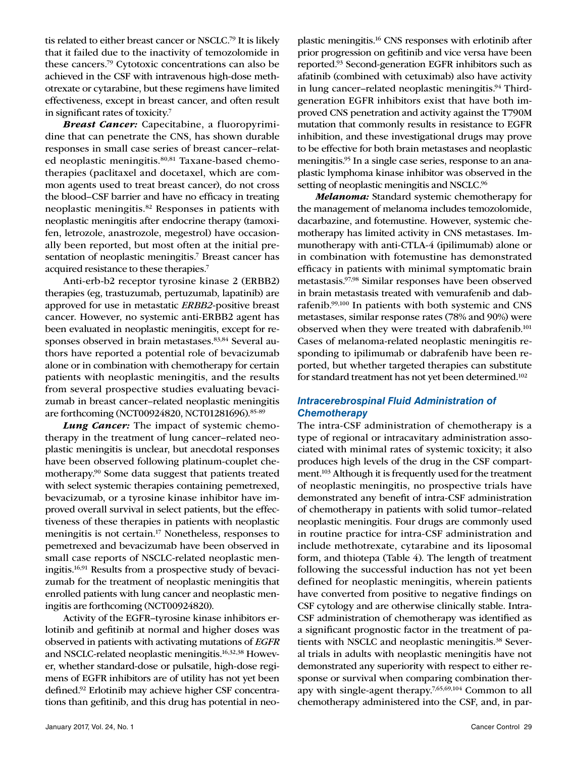tis related to either breast cancer or NSCLC.[79] It is likely that it failed due to the inactivity of temozolomide in these cancers.[79] Cytotoxic concentrations can also be achieved in the CSF with intravenous high-dose methotrexate or cytarabine, but these regimens have limited effectiveness, except in breast cancer, and often result in significant rates of toxicity.[7]

***Breast Cancer:*** Capecitabine, a fluoropyrimidine that can penetrate the CNS, has shown durable responses in small case series of breast cancer–related neoplastic meningitis.[80,81] Taxane-based chemotherapies (paclitaxel and docetaxel, which are common agents used to treat breast cancer), do not cross the blood–CSF barrier and have no efficacy in treating neoplastic meningitis.[82] Responses in patients with neoplastic meningitis after endocrine therapy (tamoxifen, letrozole, anastrozole, megestrol) have occasionally been reported, but most often at the initial presentation of neoplastic meningitis.[7] Breast cancer has acquired resistance to these therapies.[7]

Anti-erb-b2 receptor tyrosine kinase 2 (ERBB2) therapies (eg, trastuzumab, pertuzumab, lapatinib) are approved for use in metastatic *ERBB2*-positive breast cancer. However, no systemic anti-ERBB2 agent has been evaluated in neoplastic meningitis, except for responses observed in brain metastases.[83,84] Several authors have reported a potential role of bevacizumab alone or in combination with chemotherapy for certain patients with neoplastic meningitis, and the results from several prospective studies evaluating bevacizumab in breast cancer–related neoplastic meningitis are forthcoming (NCT00924820, NCT01281696).[85-89]

***Lung Cancer:*** The impact of systemic chemotherapy in the treatment of lung cancer–related neoplastic meningitis is unclear, but anecdotal responses have been observed following platinum-couplet chemotherapy.[90] Some data suggest that patients treated with select systemic therapies containing pemetrexed, bevacizumab, or a tyrosine kinase inhibitor have improved overall survival in select patients, but the effectiveness of these therapies in patients with neoplastic meningitis is not certain.[17] Nonetheless, responses to pemetrexed and bevacizumab have been observed in small case reports of NSCLC-related neoplastic meningitis.[16,91] Results from a prospective study of bevacizumab for the treatment of neoplastic meningitis that enrolled patients with lung cancer and neoplastic meningitis are forthcoming (NCT00924820).

Activity of the EGFR–tyrosine kinase inhibitors erlotinib and gefitinib at normal and higher doses was observed in patients with activating mutations of *EGFR* and NSCLC-related neoplastic meningitis.[16,32,38] However, whether standard-dose or pulsatile, high-dose regimens of EGFR inhibitors are of utility has not yet been defined.[92] Erlotinib may achieve higher CSF concentrations than gefitinib, and this drug has potential in neoplastic meningitis.[16] CNS responses with erlotinib after prior progression on gefitinib and vice versa have been reported.[93] Second-generation EGFR inhibitors such as afatinib (combined with cetuximab) also have activity in lung cancer–related neoplastic meningitis.[94] Third-generation EGFR inhibitors exist that have both improved CNS penetration and activity against the T790M mutation that commonly results in resistance to EGFR inhibition, and these investigational drugs may prove to be effective for both brain metastases and neoplastic meningitis.[95] In a single case series, response to an anaplastic lymphoma kinase inhibitor was observed in the setting of neoplastic meningitis and NSCLC.[96]

***Melanoma:*** Standard systemic chemotherapy for the management of melanoma includes temozolomide, dacarbazine, and fotemustine. However, systemic chemotherapy has limited activity in CNS metastases. Immunotherapy with anti-CTLA-4 (ipilimumab) alone or in combination with fotemustine has demonstrated efficacy in patients with minimal symptomatic brain metastasis.[97,98] Similar responses have been observed in brain metastasis treated with vemurafenib and dabrafenib.[99,100] In patients with both systemic and CNS metastases, similar response rates (78% and 90%) were observed when they were treated with dabrafenib.[101] Cases of melanoma-related neoplastic meningitis responding to ipilimumab or dabrafenib have been reported, but whether targeted therapies can substitute for standard treatment has not yet been determined.[102]

### Intracerebrospinal Fluid Administration of Chemotherapy

The intra-CSF administration of chemotherapy is a type of regional or intracavitary administration associated with minimal rates of systemic toxicity; it also produces high levels of the drug in the CSF compartment.[103] Although it is frequently used for the treatment of neoplastic meningitis, no prospective trials have demonstrated any benefit of intra-CSF administration of chemotherapy in patients with solid tumor–related neoplastic meningitis. Four drugs are commonly used in routine practice for intra-CSF administration and include methotrexate, cytarabine and its liposomal form, and thiotepa (Table 4). The length of treatment following the successful induction has not yet been defined for neoplastic meningitis, wherein patients have converted from positive to negative findings on CSF cytology and are otherwise clinically stable. Intra-CSF administration of chemotherapy was identified as a significant prognostic factor in the treatment of patients with NSCLC and neoplastic meningitis.[38] Several trials in adults with neoplastic meningitis have not demonstrated any superiority with respect to either response or survival when comparing combination therapy with single-agent therapy.[7,65,69,104] Common to all chemotherapy administered into the CSF, and, in par-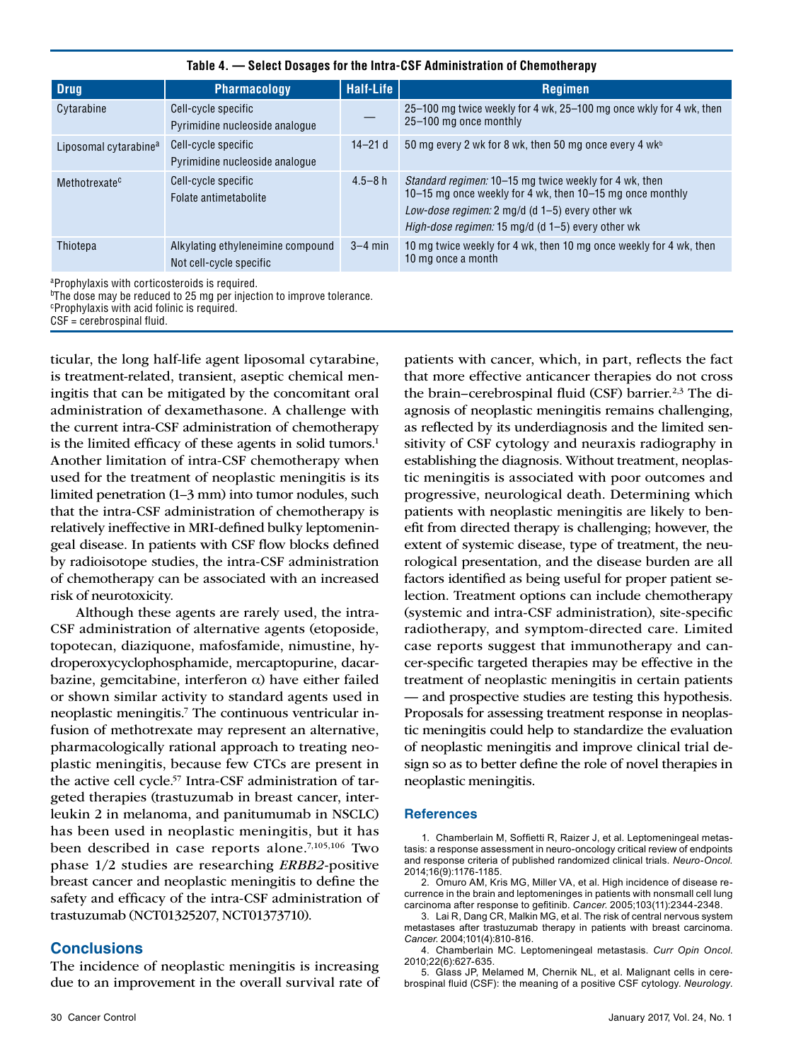**Table 4. — Select Dosages for the Intra-CSF Administration of Chemotherapy**

| Drug | Pharmacology | Half-Life | Regimen |
|---|---|---|---|
| Cytarabine | Cell-cycle specific<br>Pyrimidine nucleoside analogue | — | 25–100 mg twice weekly for 4 wk, 25–100 mg once wkly for 4 wk, then 25–100 mg once monthly |
| Liposomal cytarabine[a] | Cell-cycle specific<br>Pyrimidine nucleoside analogue | 14–21 d | 50 mg every 2 wk for 8 wk, then 50 mg once every 4 wk[b] |
| Methotrexate[c] | Cell-cycle specific<br>Folate antimetabolite | 4.5–8 h | *Standard regimen:* 10–15 mg twice weekly for 4 wk, then 10–15 mg once weekly for 4 wk, then 10–15 mg once monthly<br>*Low-dose regimen:* 2 mg/d (d 1–5) every other wk<br>*High-dose regimen:* 15 mg/d (d 1–5) every other wk |
| Thiotepa | Alkylating ethyleneimine compound<br>Not cell-cycle specific | 3–4 min | 10 mg twice weekly for 4 wk, then 10 mg once weekly for 4 wk, then 10 mg once a month |

[a]Prophylaxis with corticosteroids is required.
[b]The dose may be reduced to 25 mg per injection to improve tolerance.
[c]Prophylaxis with acid folinic is required.
CSF = cerebrospinal fluid.

ticular, the long half-life agent liposomal cytarabine, is treatment-related, transient, aseptic chemical meningitis that can be mitigated by the concomitant oral administration of dexamethasone. A challenge with the current intra-CSF administration of chemotherapy is the limited efficacy of these agents in solid tumors.[1] Another limitation of intra-CSF chemotherapy when used for the treatment of neoplastic meningitis is its limited penetration (1–3 mm) into tumor nodules, such that the intra-CSF administration of chemotherapy is relatively ineffective in MRI-defined bulky leptomeningeal disease. In patients with CSF flow blocks defined by radioisotope studies, the intra-CSF administration of chemotherapy can be associated with an increased risk of neurotoxicity.

Although these agents are rarely used, the intra-CSF administration of alternative agents (etoposide, topotecan, diaziquone, mafosfamide, nimustine, hydroperoxycyclophosphamide, mercaptopurine, dacarbazine, gemcitabine, interferon $\alpha$) have either failed or shown similar activity to standard agents used in neoplastic meningitis.[7] The continuous ventricular infusion of methotrexate may represent an alternative, pharmacologically rational approach to treating neoplastic meningitis, because few CTCs are present in the active cell cycle.[57] Intra-CSF administration of targeted therapies (trastuzumab in breast cancer, interleukin 2 in melanoma, and panitumumab in NSCLC) has been used in neoplastic meningitis, but it has been described in case reports alone.[7,105,106] Two phase 1/2 studies are researching *ERBB2*-positive breast cancer and neoplastic meningitis to define the safety and efficacy of the intra-CSF administration of trastuzumab (NCT01325207, NCT01373710).

## Conclusions

The incidence of neoplastic meningitis is increasing due to an improvement in the overall survival rate of patients with cancer, which, in part, reflects the fact that more effective anticancer therapies do not cross the brain–cerebrospinal fluid (CSF) barrier.[2,3] The diagnosis of neoplastic meningitis remains challenging, as reflected by its underdiagnosis and the limited sensitivity of CSF cytology and neuraxis radiography in establishing the diagnosis. Without treatment, neoplastic meningitis is associated with poor outcomes and progressive, neurological death. Determining which patients with neoplastic meningitis are likely to benefit from directed therapy is challenging; however, the extent of systemic disease, type of treatment, the neurological presentation, and the disease burden are all factors identified as being useful for proper patient selection. Treatment options can include chemotherapy (systemic and intra-CSF administration), site-specific radiotherapy, and symptom-directed care. Limited case reports suggest that immunotherapy and cancer-specific targeted therapies may be effective in the treatment of neoplastic meningitis in certain patients — and prospective studies are testing this hypothesis. Proposals for assessing treatment response in neoplastic meningitis could help to standardize the evaluation of neoplastic meningitis and improve clinical trial design so as to better define the role of novel therapies in neoplastic meningitis.

## References

1. Chamberlain M, Soffietti R, Raizer J, et al. Leptomeningeal metastasis: a response assessment in neuro-oncology critical review of endpoints and response criteria of published randomized clinical trials. *Neuro-Oncol.* 2014;16(9):1176-1185.
2. Omuro AM, Kris MG, Miller VA, et al. High incidence of disease recurrence in the brain and leptomeninges in patients with nonsmall cell lung carcinoma after response to gefitinib. *Cancer.* 2005;103(11):2344-2348.
3. Lai R, Dang CR, Malkin MG, et al. The risk of central nervous system metastases after trastuzumab therapy in patients with breast carcinoma. *Cancer.* 2004;101(4):810-816.
4. Chamberlain MC. Leptomeningeal metastasis. *Curr Opin Oncol.* 2010;22(6):627-635.
5. Glass JP, Melamed M, Chernik NL, et al. Malignant cells in cerebrospinal fluid (CSF): the meaning of a positive CSF cytology. *Neurology.*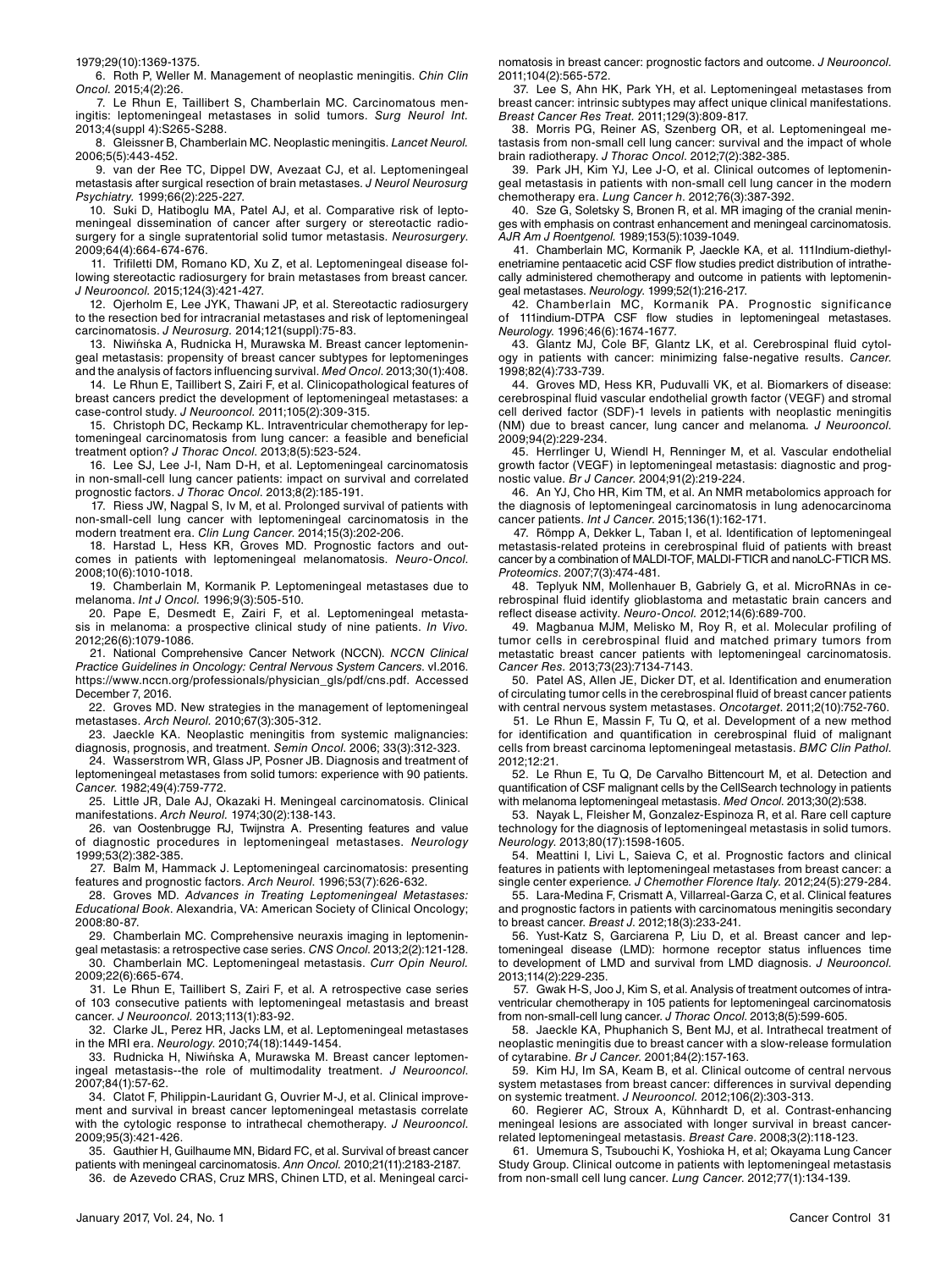1979;29(10):1369-1375.

6. Roth P, Weller M. Management of neoplastic meningitis. *Chin Clin Oncol.* 2015;4(2):26.

7. Le Rhun E, Taillibert S, Chamberlain MC. Carcinomatous meningitis: leptomeningeal metastases in solid tumors. *Surg Neurol Int.* 2013;4(suppl 4):S265-S288.

8. Gleissner B, Chamberlain MC. Neoplastic meningitis. *Lancet Neurol.* 2006;5(5):443-452.

9. van der Ree TC, Dippel DW, Avezaat CJ, et al. Leptomeningeal metastasis after surgical resection of brain metastases. *J Neurol Neurosurg Psychiatry.* 1999;66(2):225-227.

10. Suki D, Hatiboglu MA, Patel AJ, et al. Comparative risk of leptomeningeal dissemination of cancer after surgery or stereotactic radiosurgery for a single supratentorial solid tumor metastasis. *Neurosurgery.* 2009;64(4):664-674-676.

11. Trifiletti DM, Romano KD, Xu Z, et al. Leptomeningeal disease following stereotactic radiosurgery for brain metastases from breast cancer. *J Neurooncol.* 2015;124(3):421-427.

12. Ojerholm E, Lee JYK, Thawani JP, et al. Stereotactic radiosurgery to the resection bed for intracranial metastases and risk of leptomeningeal carcinomatosis. *J Neurosurg.* 2014;121(suppl):75-83.

13. Niwińska A, Rudnicka H, Murawska M. Breast cancer leptomeningeal metastasis: propensity of breast cancer subtypes for leptomeninges and the analysis of factors influencing survival. *Med Oncol.* 2013;30(1):408.

14. Le Rhun E, Taillibert S, Zairi F, et al. Clinicopathological features of breast cancers predict the development of leptomeningeal metastases: a case-control study. *J Neurooncol.* 2011;105(2):309-315.

15. Christoph DC, Reckamp KL. Intraventricular chemotherapy for leptomeningeal carcinomatosis from lung cancer: a feasible and beneficial treatment option? *J Thorac Oncol.* 2013;8(5):523-524.

16. Lee SJ, Lee J-I, Nam D-H, et al. Leptomeningeal carcinomatosis in non-small-cell lung cancer patients: impact on survival and correlated prognostic factors. *J Thorac Oncol.* 2013;8(2):185-191.

17. Riess JW, Nagpal S, Iv M, et al. Prolonged survival of patients with non-small-cell lung cancer with leptomeningeal carcinomatosis in the modern treatment era. *Clin Lung Cancer.* 2014;15(3):202-206.

18. Harstad L, Hess KR, Groves MD. Prognostic factors and outcomes in patients with leptomeningeal melanomatosis. *Neuro-Oncol.* 2008;10(6):1010-1018.

19. Chamberlain M, Kormanik P. Leptomeningeal metastases due to melanoma. *Int J Oncol.* 1996;9(3):505-510.

20. Pape E, Desmedt E, Zairi F, et al. Leptomeningeal metastasis in melanoma: a prospective clinical study of nine patients. *In Vivo.* 2012;26(6):1079-1086.

21. National Comprehensive Cancer Network (NCCN). *NCCN Clinical Practice Guidelines in Oncology: Central Nervous System Cancers.* vl.2016. https://www.nccn.org/professionals/physician_gls/pdf/cns.pdf. Accessed December 7, 2016.

22. Groves MD. New strategies in the management of leptomeningeal metastases. *Arch Neurol.* 2010;67(3):305-312.

23. Jaeckle KA. Neoplastic meningitis from systemic malignancies: diagnosis, prognosis, and treatment. *Semin Oncol.* 2006; 33(3):312-323.

24. Wasserstrom WR, Glass JP, Posner JB. Diagnosis and treatment of leptomeningeal metastases from solid tumors: experience with 90 patients. *Cancer.* 1982;49(4):759-772.

25. Little JR, Dale AJ, Okazaki H. Meningeal carcinomatosis. Clinical manifestations. *Arch Neurol.* 1974;30(2):138-143.

26. van Oostenbrugge RJ, Twijnstra A. Presenting features and value of diagnostic procedures in leptomeningeal metastases. *Neurology* 1999;53(2):382-385.

27. Balm M, Hammack J. Leptomeningeal carcinomatosis: presenting features and prognostic factors. *Arch Neurol.* 1996;53(7):626-632.

28. Groves MD. *Advances in Treating Leptomeningeal Metastases: Educational Book.* Alexandria, VA: American Society of Clinical Oncology; 2008:80-87.

29. Chamberlain MC. Comprehensive neuraxis imaging in leptomeningeal metastasis: a retrospective case series. *CNS Oncol.* 2013;2(2):121-128.

30. Chamberlain MC. Leptomeningeal metastasis. *Curr Opin Neurol.* 2009;22(6):665-674.

31. Le Rhun E, Taillibert S, Zairi F, et al. A retrospective case series of 103 consecutive patients with leptomeningeal metastasis and breast cancer. *J Neurooncol.* 2013;113(1):83-92.

32. Clarke JL, Perez HR, Jacks LM, et al. Leptomeningeal metastases in the MRI era. *Neurology.* 2010;74(18):1449-1454.

33. Rudnicka H, Niwińska A, Murawska M. Breast cancer leptomeningeal metastasis--the role of multimodality treatment. *J Neurooncol.* 2007;84(1):57-62.

34. Clatot F, Philippin-Lauridant G, Ouvrier M-J, et al. Clinical improvement and survival in breast cancer leptomeningeal metastasis correlate with the cytologic response to intrathecal chemotherapy. *J Neurooncol.* 2009;95(3):421-426.

35. Gauthier H, Guilhaume MN, Bidard FC, et al. Survival of breast cancer patients with meningeal carcinomatosis. *Ann Oncol.* 2010;21(11):2183-2187.

36. de Azevedo CRAS, Cruz MRS, Chinen LTD, et al. Meningeal carcinomatosis in breast cancer: prognostic factors and outcome. *J Neurooncol.* 2011;104(2):565-572.

37. Lee S, Ahn HK, Park YH, et al. Leptomeningeal metastases from breast cancer: intrinsic subtypes may affect unique clinical manifestations. *Breast Cancer Res Treat.* 2011;129(3):809-817.

38. Morris PG, Reiner AS, Szenberg OR, et al. Leptomeningeal metastasis from non-small cell lung cancer: survival and the impact of whole brain radiotherapy. *J Thorac Oncol.* 2012;7(2):382-385.

39. Park JH, Kim YJ, Lee J-O, et al. Clinical outcomes of leptomeningeal metastasis in patients with non-small cell lung cancer in the modern chemotherapy era. *Lung Cancer h.* 2012;76(3):387-392.

40. Sze G, Soletsky S, Bronen R, et al. MR imaging of the cranial meninges with emphasis on contrast enhancement and meningeal carcinomatosis. *AJR Am J Roentgenol.* 1989;153(5):1039-1049.

41. Chamberlain MC, Kormanik P, Jaeckle KA, et al. 111Indium-diethylenetriamine pentaacetic acid CSF flow studies predict distribution of intrathecally administered chemotherapy and outcome in patients with leptomeningeal metastases. *Neurology.* 1999;52(1):216-217.

42. Chamberlain MC, Kormanik PA. Prognostic significance of 111indium-DTPA CSF flow studies in leptomeningeal metastases. *Neurology.* 1996;46(6):1674-1677.

43. Glantz MJ, Cole BF, Glantz LK, et al. Cerebrospinal fluid cytology in patients with cancer: minimizing false-negative results. *Cancer.* 1998;82(4):733-739.

44. Groves MD, Hess KR, Puduvalli VK, et al. Biomarkers of disease: cerebrospinal fluid vascular endothelial growth factor (VEGF) and stromal cell derived factor (SDF)-1 levels in patients with neoplastic meningitis (NM) due to breast cancer, lung cancer and melanoma. *J Neurooncol.* 2009;94(2):229-234.

45. Herrlinger U, Wiendl H, Renninger M, et al. Vascular endothelial growth factor (VEGF) in leptomeningeal metastasis: diagnostic and prognostic value. *Br J Cancer.* 2004;91(2):219-224.

46. An YJ, Cho HR, Kim TM, et al. An NMR metabolomics approach for the diagnosis of leptomeningeal carcinomatosis in lung adenocarcinoma cancer patients. *Int J Cancer.* 2015;136(1):162-171.

47. Römpp A, Dekker L, Taban I, et al. Identification of leptomeningeal metastasis-related proteins in cerebrospinal fluid of patients with breast cancer by a combination of MALDI-TOF, MALDI-FTICR and nanoLC-FTICR MS. *Proteomics.* 2007;7(3):474-481.

48. Teplyuk NM, Mollenhauer B, Gabriely G, et al. MicroRNAs in cerebrospinal fluid identify glioblastoma and metastatic brain cancers and reflect disease activity. *Neuro-Oncol.* 2012;14(6):689-700.

49. Magbanua MJM, Melisko M, Roy R, et al. Molecular profiling of tumor cells in cerebrospinal fluid and matched primary tumors from metastatic breast cancer patients with leptomeningeal carcinomatosis. *Cancer Res.* 2013;73(23):7134-7143.

50. Patel AS, Allen JE, Dicker DT, et al. Identification and enumeration of circulating tumor cells in the cerebrospinal fluid of breast cancer patients with central nervous system metastases. *Oncotarget.* 2011;2(10):752-760.

51. Le Rhun E, Massin F, Tu Q, et al. Development of a new method for identification and quantification in cerebrospinal fluid of malignant cells from breast carcinoma leptomeningeal metastasis. *BMC Clin Pathol.* 2012;12:21.

52. Le Rhun E, Tu Q, De Carvalho Bittencourt M, et al. Detection and quantification of CSF malignant cells by the CellSearch technology in patients with melanoma leptomeningeal metastasis. *Med Oncol.* 2013;30(2):538.

53. Nayak L, Fleisher M, Gonzalez-Espinoza R, et al. Rare cell capture technology for the diagnosis of leptomeningeal metastasis in solid tumors. *Neurology.* 2013;80(17):1598-1605.

54. Meattini I, Livi L, Saieva C, et al. Prognostic factors and clinical features in patients with leptominegeal metastases from breast cancer: a single center experience. *J Chemother Florence Italy.* 2012;24(5):279-284.

55. Lara-Medina F, Crismatt A, Villarreal-Garza C, et al. Clinical features and prognostic factors in patients with carcinomatous meningitis secondary to breast cancer. *Breast J.* 2012;18(3):233-241.

56. Yust-Katz S, Garciarena P, Liu D, et al. Breast cancer and leptomeningeal disease (LMD): hormone receptor status influences time to development of LMD and survival from LMD diagnosis. *J Neurooncol.* 2013;114(2):229-235.

57. Gwak H-S, Joo J, Kim S, et al. Analysis of treatment outcomes of intraventricular chemotherapy in 105 patients for leptomeningeal carcinomatosis from non-small-cell lung cancer. *J Thorac Oncol.* 2013;8(5):599-605.

58. Jaeckle KA, Phuphanich S, Bent MJ, et al. Intrathecal treatment of neoplastic meningitis due to breast cancer with a slow-release formulation of cytarabine. *Br J Cancer.* 2001;84(2):157-163.

59. Kim HJ, Im SA, Keam B, et al. Clinical outcome of central nervous system metastases from breast cancer: differences in survival depending on systemic treatment. *J Neurooncol.* 2012;106(2):303-313.

60. Regierer AC, Stroux A, Kühnhardt D, et al. Contrast-enhancing meningeal lesions are associated with longer survival in breast cancer-related leptomeningeal metastasis. *Breast Care.* 2008;3(2):118-123.

61. Umemura S, Tsubouchi K, Yoshioka H, et al; Okayama Lung Cancer Study Group. Clinical outcome in patients with leptomeningeal metastasis from non-small cell lung cancer. *Lung Cancer.* 2012;77(1):134-139.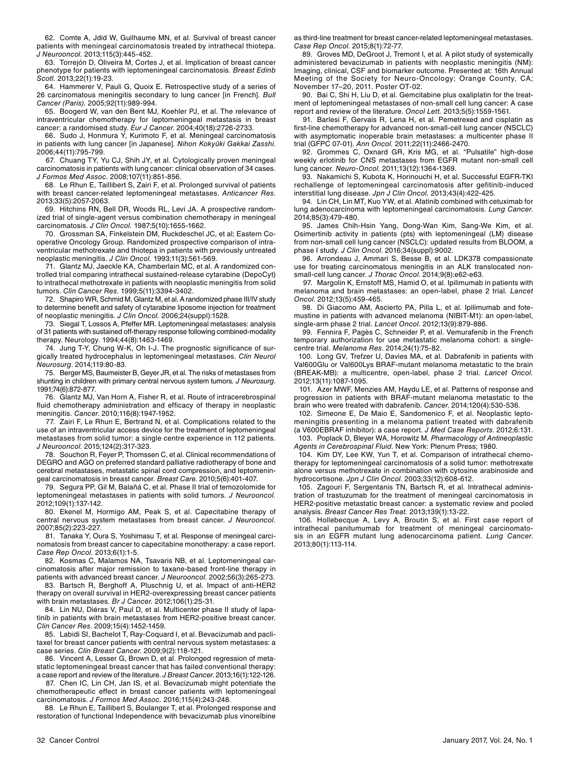62. Comte A, Jdid W, Guilhaume MN, et al. Survival of breast cancer patients with meningeal carcinomatosis treated by intrathecal thiotepa. *J Neurooncol.* 2013;115(3):445-452.

63. Torrejón D, Oliveira M, Cortes J, et al. Implication of breast cancer phenotype for patients with leptomeningeal carcinomatosis. *Breast Edinb Scotl.* 2013;22(1):19-23.

64. Hammerer V, Pauli G, Quoix E. Retrospective study of a series of 26 carcinomatous meningitis secondary to lung cancer [in French]. *Bull Cancer (Paris).* 2005;92(11):989-994.

65. Boogerd W, van den Bent MJ, Koehler PJ, et al. The relevance of intraventricular chemotherapy for leptomeningeal metastasis in breast cancer: a randomised study. *Eur J Cancer.* 2004;40(18):2726-2733.

66. Sudo J, Honmura Y, Kurimoto F, et al. Meningeal carcinomatosis in patients with lung cancer [in Japanese]. *Nihon Kokyūki Gakkai Zasshi.* 2006;44(11):795-799.

67. Chuang TY, Yu CJ, Shih JY, et al. Cytologically proven meningeal carcinomatosis in patients with lung cancer: clinical observation of 34 cases. *J Formos Med Assoc.* 2008;107(11):851-856.

68. Le Rhun E, Taillibert S, Zairi F, et al. Prolonged survival of patients with breast cancer-related leptomeningeal metastases. *Anticancer Res.* 2013;33(5):2057-2063.

69. Hitchins RN, Bell DR, Woods RL, Levi JA. A prospective randomized trial of single-agent versus combination chemotherapy in meningeal carcinomatosis. *J Clin Oncol.* 1987;5(10):1655-1662.

70. Grossman SA, Finkelstein DM, Ruckdeschel JC, et al; Eastern Cooperative Oncology Group. Randomized prospective comparison of intraventricular methotrexate and thiotepa in patients with previously untreated neoplastic meningitis. *J Clin Oncol.* 1993;11(3):561-569.

71. Glantz MJ, Jaeckle KA, Chamberlain MC, et al. A randomized controlled trial comparing intrathecal sustained-release cytarabine (DepoCyt) to intrathecal methotrexate in patients with neoplastic meningitis from solid tumors. *Clin Cancer Res.* 1999;5(11):3394-3402.

72. Shapiro WR, Schmid M, Glantz M, et al. A randomized phase III/IV study to determine benefit and safety of cytarabine liposome injection for treatment of neoplastic meningitis. *J Clin Oncol.* 2006;24(suppl):1528.

73. Siegal T, Lossos A, Pfeffer MR. Leptomeningeal metastases: analysis of 31 patients with sustained off-therapy response following combined-modality therapy. Neurology. 1994;44(8):1463-1469.

74. Jung T-Y, Chung W-K, Oh I-J. The prognostic significance of surgically treated hydrocephalus in leptomeningeal metastases. *Clin Neurol Neurosurg.* 2014;119:80-83.

75. Berger MS, Baumeister B, Geyer JR, et al. The risks of metastases from shunting in children with primary central nervous system tumors. *J Neurosurg.* 1991;74(6):872-877.

76. Glantz MJ, Van Horn A, Fisher R, et al. Route of intracerebrospinal fluid chemotherapy administration and efficacy of therapy in neoplastic meningitis. *Cancer.* 2010;116(8):1947-1952.

77. Zairi F, Le Rhun E, Bertrand N, et al. Complications related to the use of an intraventricular access device for the treatment of leptomeningeal metastases from solid tumor: a single centre experience in 112 patients. *J Neurooncol.* 2015;124(2):317-323.

78. Souchon R, Feyer P, Thomssen C, et al. Clinical recommendations of DEGRO and AGO on preferred standard palliative radiotherapy of bone and cerebral metastases, metastatic spinal cord compression, and leptomeningeal carcinomatosis in breast cancer. *Breast Care.* 2010;5(6):401-407.

79. Segura PP, Gil M, Balañá C, et al. Phase II trial of temozolomide for leptomeningeal metastases in patients with solid tumors. *J Neurooncol.* 2012;109(1):137-142.

80. Ekenel M, Hormigo AM, Peak S, et al. Capecitabine therapy of central nervous system metastases from breast cancer. *J Neurooncol.* 2007;85(2):223-227.

81. Tanaka Y, Oura S, Yoshimasu T, et al. Response of meningeal carcinomatosis from breast cancer to capecitabine monotherapy: a case report. *Case Rep Oncol.* 2013;6(1):1-5.

82. Kosmas C, Malamos NA, Tsavaris NB, et al. Leptomeningeal carcinomatosis after major remission to taxane-based front-line therapy in patients with advanced breast cancer. *J Neurooncol.* 2002;56(3):265-273.

83. Bartsch R, Berghoff A, Pluschnig U, et al. Impact of anti-HER2 therapy on overall survival in HER2-overexpressing breast cancer patients with brain metastases. *Br J Cancer.* 2012;106(1):25-31.

84. Lin NU, Diéras V, Paul D, et al. Multicenter phase II study of lapatinib in patients with brain metastases from HER2-positive breast cancer. *Clin Cancer Res.* 2009;15(4):1452-1459.

85. Labidi SI, Bachelot T, Ray-Coquard I, et al. Bevacizumab and paclitaxel for breast cancer patients with central nervous system metastases: a case series. *Clin Breast Cancer.* 2009;9(2):118-121.

86. Vincent A, Lesser G, Brown D, et al. Prolonged regression of metastatic leptomeningeal breast cancer that has failed conventional therapy: a case report and review of the literature. *J Breast Cancer.* 2013;16(1):122-126.

87. Chen IC, Lin CH, Jan IS, et al. Bevacizumab might potentiate the chemotherapeutic effect in breast cancer patients with leptomeningeal carcinomatosis. *J Formos Med Assoc.* 2016;115(4):243-248.

88. Le Rhun E, Taillibert S, Boulanger T, et al. Prolonged response and restoration of functional Independence with bevacizumab plus vinorelbine as third-line treatment for breast cancer-related leptomeningeal metastases. *Case Rep Oncol.* 2015;8(1):72-77.

89. Groves MD, DeGroot J, Tremont I, et al. A pilot study of systemically administered bevacizumab in patients with neoplastic meningitis (NM): Imaging, clinical, CSF and biomarker outcome. Presented at: 16th Annual Meeting of the Society for Neuro-Oncology; Orange County, CA; November 17–20, 2011. Poster OT-02.

90. Bai C, Shi H, Liu D, et al. Gemcitabine plus oxaliplatin for the treatment of leptomeningeal metastases of non-small cell lung cancer: A case report and review of the literature. *Oncol Lett.* 2013;5(5):1559-1561.

91. Barlesi F, Gervais R, Lena H, et al. Pemetrexed and cisplatin as first-line chemotherapy for advanced non-small-cell lung cancer (NSCLC) with asymptomatic inoperable brain metastases: a multicenter phase II trial (GFPC 07-01). *Ann Oncol.* 2011;22(11):2466-2470.

92. Grommes C, Oxnard GR, Kris MG, et al. "Pulsatile" high-dose weekly erlotinib for CNS metastases from EGFR mutant non-small cell lung cancer. *Neuro-Oncol.* 2011;13(12):1364-1369.

93. Nakamichi S, Kubota K, Horinouchi H, et al. Successful EGFR-TKI rechallenge of leptomeningeal carcinomatosis after gefitinib-induced interstitial lung disease. *Jpn J Clin Oncol.* 2013;43(4):422-425.

94. Lin CH, Lin MT, Kuo YW, et al. Afatinib combined with cetuximab for lung adenocarcinoma with leptomeningeal carcinomatosis. *Lung Cancer.* 2014;85(3):479-480.

95. James Chih-Hsin Yang, Dong-Wan Kim, Sang-We Kim, et al. Osimertinib activity in patients (pts) with leptomeningeal (LM) disease from non-small cell lung cancer (NSCLC): updated results from BLOOM, a phase I study. *J Clin Oncol.* 2016;34(suppl):9002.

96. Arrondeau J, Ammari S, Besse B, et al. LDK378 compassionate use for treating carcinomatous meningitis in an ALK translocated non-small-cell lung cancer. *J Thorac Oncol.* 2014;9(8):e62-e63.

97. Margolin K, Ernstoff MS, Hamid O, et al. Ipilimumab in patients with melanoma and brain metastases: an open-label, phase 2 trial. *Lancet Oncol.* 2012;13(5):459-465.

98. Di Giacomo AM, Ascierto PA, Pilla L, et al. Ipilimumab and fotemustine in patients with advanced melanoma (NIBIT-M1): an open-label, single-arm phase 2 trial. *Lancet Oncol.* 2012;13(9):879-886.

99. Fennira F, Pagès C, Schneider P, et al. Vemurafenib in the French temporary authorization for use metastatic melanoma cohort: a single-centre trial. *Melanoma Res.* 2014;24(1):75-82.

100. Long GV, Trefzer U, Davies MA, et al. Dabrafenib in patients with Val600Glu or Val600Lys BRAF-mutant melanoma metastatic to the brain (BREAK-MB): a multicentre, open-label, phase 2 trial. *Lancet Oncol.* 2012;13(11):1087-1095.

101. Azer MWF, Menzies AM, Haydu LE, et al. Patterns of response and progression in patients with BRAF-mutant melanoma metastatic to the brain who were treated with dabrafenib. *Cancer.* 2014;120(4):530-536.

102. Simeone E, De Maio E, Sandomenico F, et al. Neoplastic leptomeningitis presenting in a melanoma patient treated with dabrafenib (a V600EBRAF inhibitor): a case report. *J Med Case Reports.* 2012;6:131.

103. Poplack D, Bleyer WA, Horowitz M. *Pharmacology of Antineoplastic Agents in Cerebrospinal Fluid.* New York: Plenum Press; 1980.

104. Kim DY, Lee KW, Yun T, et al. Comparison of intrathecal chemotherapy for leptomeningeal carcinomatosis of a solid tumor: methotrexate alone versus methotrexate in combination with cytosine arabinoside and hydrocortisone. *Jpn J Clin Oncol.* 2003;33(12):608-612.

105. Zagouri F, Sergentanis TN, Bartsch R, et al. Intrathecal administration of trastuzumab for the treatment of meningeal carcinomatosis in HER2-positive metastatic breast cancer: a systematic review and pooled analysis. *Breast Cancer Res Treat.* 2013;139(1):13-22.

106. Hollebecque A, Levy A, Broutin S, et al. First case report of intrathecal panitumumab for treatment of meningeal carcinomatosis in an EGFR mutant lung adenocarcinoma patient. *Lung Cancer.* 2013;80(1):113-114.